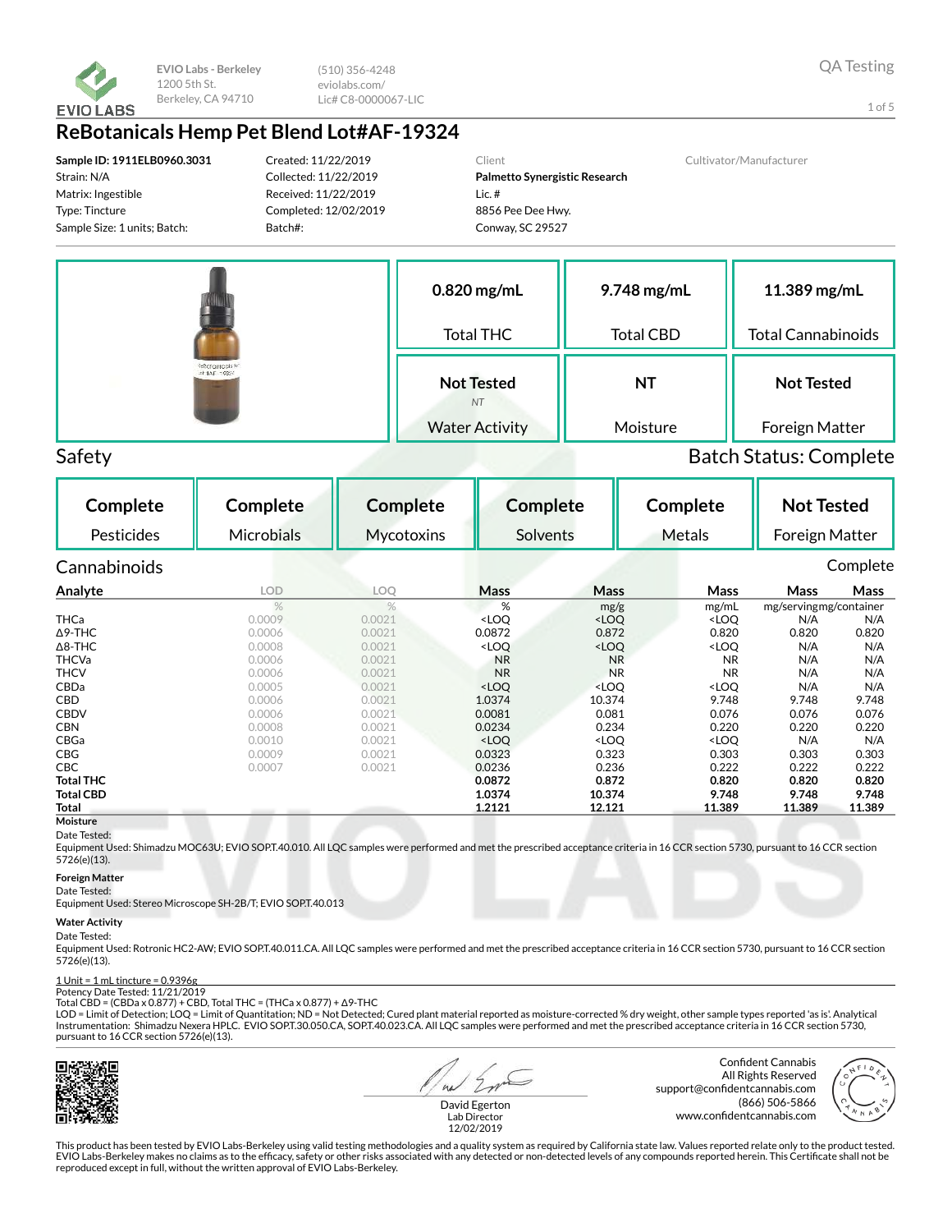EVIO Labs - Berkeley
1200 5th St.
Berkeley, CA 94710

(510) 356-4248
eviolabs.com/
Lic# C8-0000067-LIC

QA Testing

# ReBotanicals Hemp Pet Blend Lot#AF-19324

**Sample ID: 1911ELB0960.3031**
Strain: N/A
Matrix: Ingestible
Type: Tincture
Sample Size: 1 units; Batch:

Created: 11/22/2019
Collected: 11/22/2019
Received: 11/22/2019
Completed: 12/02/2019
Batch#:

Client
**Palmetto Synergistic Research**
Lic. #
8856 Pee Dee Hwy.
Conway, SC 29527

Cultivator/Manufacturer

| 0.820 mg/mL | 9.748 mg/mL | 11.389 mg/mL |
|---|---|---|
| Total THC | Total CBD | Total Cannabinoids |
| **Not Tested** (NT) | **NT** | **Not Tested** |
| Water Activity | Moisture | Foreign Matter |

## Safety

Batch Status: Complete

| Complete | Complete | Complete | Complete | Complete | Not Tested |
|---|---|---|---|---|---|
| Pesticides | Microbials | Mycotoxins | Solvents | Metals | Foreign Matter |

## Cannabinoids

Complete

| Analyte | LOD | LOQ | Mass | Mass | Mass | Mass | Mass |
|---|---|---|---|---|---|---|---|
| | % | % | % | mg/g | mg/mL | mg/serving | mg/container |
| THCa | 0.0009 | 0.0021 | <LOQ | <LOQ | <LOQ | N/A | N/A |
| Δ9-THC | 0.0006 | 0.0021 | 0.0872 | 0.872 | 0.820 | 0.820 | 0.820 |
| Δ8-THC | 0.0008 | 0.0021 | <LOQ | <LOQ | <LOQ | N/A | N/A |
| THCVa | 0.0006 | 0.0021 | NR | NR | NR | N/A | N/A |
| THCV | 0.0006 | 0.0021 | NR | NR | NR | N/A | N/A |
| CBDa | 0.0005 | 0.0021 | <LOQ | <LOQ | <LOQ | N/A | N/A |
| CBD | 0.0006 | 0.0021 | 1.0374 | 10.374 | 9.748 | 9.748 | 9.748 |
| CBDV | 0.0006 | 0.0021 | 0.0081 | 0.081 | 0.076 | 0.076 | 0.076 |
| CBN | 0.0008 | 0.0021 | 0.0234 | 0.234 | 0.220 | 0.220 | 0.220 |
| CBGa | 0.0010 | 0.0021 | <LOQ | <LOQ | <LOQ | N/A | N/A |
| CBG | 0.0009 | 0.0021 | 0.0323 | 0.323 | 0.303 | 0.303 | 0.303 |
| CBC | 0.0007 | 0.0021 | 0.0236 | 0.236 | 0.222 | 0.222 | 0.222 |
| **Total THC** | | | **0.0872** | **0.872** | **0.820** | **0.820** | **0.820** |
| **Total CBD** | | | **1.0374** | **10.374** | **9.748** | **9.748** | **9.748** |
| **Total** | | | **1.2121** | **12.121** | **11.389** | **11.389** | **11.389** |

**Moisture**
Date Tested:
Equipment Used: Shimadzu MOC63U; EVIO SOP.T.40.010. All LQC samples were performed and met the prescribed acceptance criteria in 16 CCR section 5730, pursuant to 16 CCR section 5726(e)(13).

**Foreign Matter**
Date Tested:
Equipment Used: Stereo Microscope SH-2B/T; EVIO SOP.T.40.013

**Water Activity**
Date Tested:
Equipment Used: Rotronic HC2-AW; EVIO SOP.T.40.011.CA. All LQC samples were performed and met the prescribed acceptance criteria in 16 CCR section 5730, pursuant to 16 CCR section 5726(e)(13).

1 Unit = 1 mL tincture = 0.9396g
Potency Date Tested: 11/21/2019
Total CBD = (CBDa x 0.877) + CBD, Total THC = (THCa x 0.877) + Δ9-THC
LOD = Limit of Detection; LOQ = Limit of Quantitation; ND = Not Detected; Cured plant material reported as moisture-corrected % dry weight, other sample types reported 'as is'. Analytical Instrumentation: Shimadzu Nexera HPLC. EVIO SOP.T.30.050.CA, SOP.T.40.023.CA. All LQC samples were performed and met the prescribed acceptance criteria in 16 CCR section 5730, pursuant to 16 CCR section 5726(e)(13).

David Egerton
Lab Director
12/02/2019

Confident Cannabis
All Rights Reserved
support@confidentcannabis.com
(866) 506-5866
www.confidentcannabis.com

This product has been tested by EVIO Labs-Berkeley using valid testing methodologies and a quality system as required by California state law. Values reported relate only to the product tested. EVIO Labs-Berkeley makes no claims as to the efficacy, safety or other risks associated with any detected or non-detected levels of any compounds reported herein. This Certificate shall not be reproduced except in full, without the written approval of EVIO Labs-Berkeley.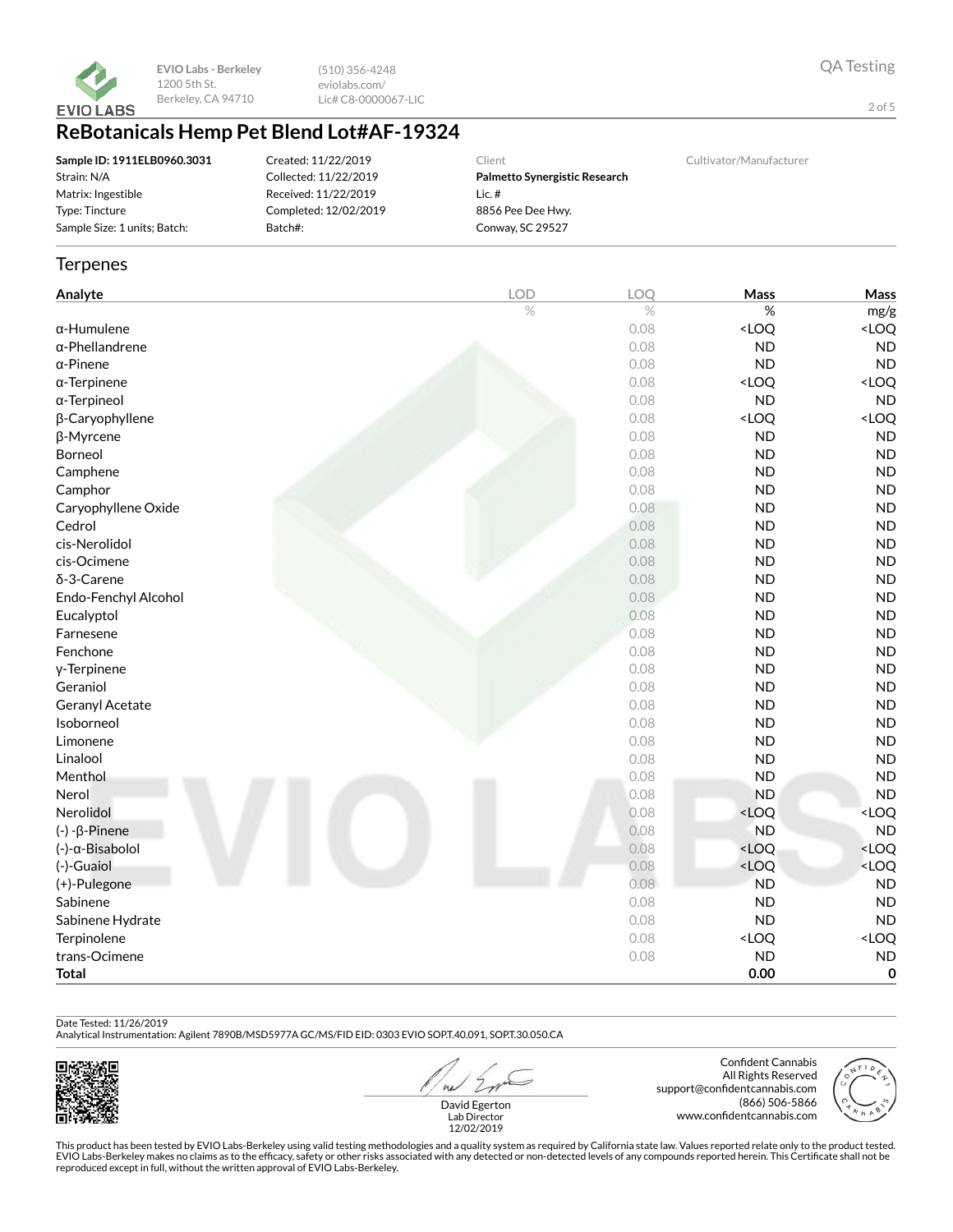EVIO Labs - Berkeley
1200 5th St.
Berkeley, CA 94710

(510) 356-4248
eviolabs.com/
Lic# C8-0000067-LIC

QA Testing

# ReBotanicals Hemp Pet Blend Lot#AF-19324

**Sample ID: 1911ELB0960.3031**
Strain: N/A
Matrix: Ingestible
Type: Tincture
Sample Size: 1 units; Batch:

Created: 11/22/2019
Collected: 11/22/2019
Received: 11/22/2019
Completed: 12/02/2019
Batch#:

Client
**Palmetto Synergistic Research**
Lic. #
8856 Pee Dee Hwy.
Conway, SC 29527

Cultivator/Manufacturer

## Terpenes

| Analyte | LOD | LOQ | Mass | Mass |
|---|---|---|---|---|
| | % | % | % | mg/g |
| α-Humulene | | 0.08 | <LOQ | <LOQ |
| α-Phellandrene | | 0.08 | ND | ND |
| α-Pinene | | 0.08 | ND | ND |
| α-Terpinene | | 0.08 | <LOQ | <LOQ |
| α-Terpineol | | 0.08 | ND | ND |
| β-Caryophyllene | | 0.08 | <LOQ | <LOQ |
| β-Myrcene | | 0.08 | ND | ND |
| Borneol | | 0.08 | ND | ND |
| Camphene | | 0.08 | ND | ND |
| Camphor | | 0.08 | ND | ND |
| Caryophyllene Oxide | | 0.08 | ND | ND |
| Cedrol | | 0.08 | ND | ND |
| cis-Nerolidol | | 0.08 | ND | ND |
| cis-Ocimene | | 0.08 | ND | ND |
| δ-3-Carene | | 0.08 | ND | ND |
| Endo-Fenchyl Alcohol | | 0.08 | ND | ND |
| Eucalyptol | | 0.08 | ND | ND |
| Farnesene | | 0.08 | ND | ND |
| Fenchone | | 0.08 | ND | ND |
| γ-Terpinene | | 0.08 | ND | ND |
| Geraniol | | 0.08 | ND | ND |
| Geranyl Acetate | | 0.08 | ND | ND |
| Isoborneol | | 0.08 | ND | ND |
| Limonene | | 0.08 | ND | ND |
| Linalool | | 0.08 | ND | ND |
| Menthol | | 0.08 | ND | ND |
| Nerol | | 0.08 | ND | ND |
| Nerolidol | | 0.08 | <LOQ | <LOQ |
| (-) -β-Pinene | | 0.08 | ND | ND |
| (-)-α-Bisabolol | | 0.08 | <LOQ | <LOQ |
| (-)-Guaiol | | 0.08 | <LOQ | <LOQ |
| (+)-Pulegone | | 0.08 | ND | ND |
| Sabinene | | 0.08 | ND | ND |
| Sabinene Hydrate | | 0.08 | ND | ND |
| Terpinolene | | 0.08 | <LOQ | <LOQ |
| trans-Ocimene | | 0.08 | ND | ND |
| **Total** | | | **0.00** | **0** |

Date Tested: 11/26/2019
Analytical Instrumentation: Agilent 7890B/MSD5977A GC/MS/FID EID: 0303 EVIO SOP.T.40.091, SOP.T.30.050.CA

David Egerton
Lab Director
12/02/2019

Confident Cannabis
All Rights Reserved
support@confidentcannabis.com
(866) 506-5866
www.confidentcannabis.com

This product has been tested by EVIO Labs-Berkeley using valid testing methodologies and a quality system as required by California state law. Values reported relate only to the product tested. EVIO Labs-Berkeley makes no claims as to the efficacy, safety or other risks associated with any detected or non-detected levels of any compounds reported herein. This Certificate shall not be reproduced except in full, without the written approval of EVIO Labs-Berkeley.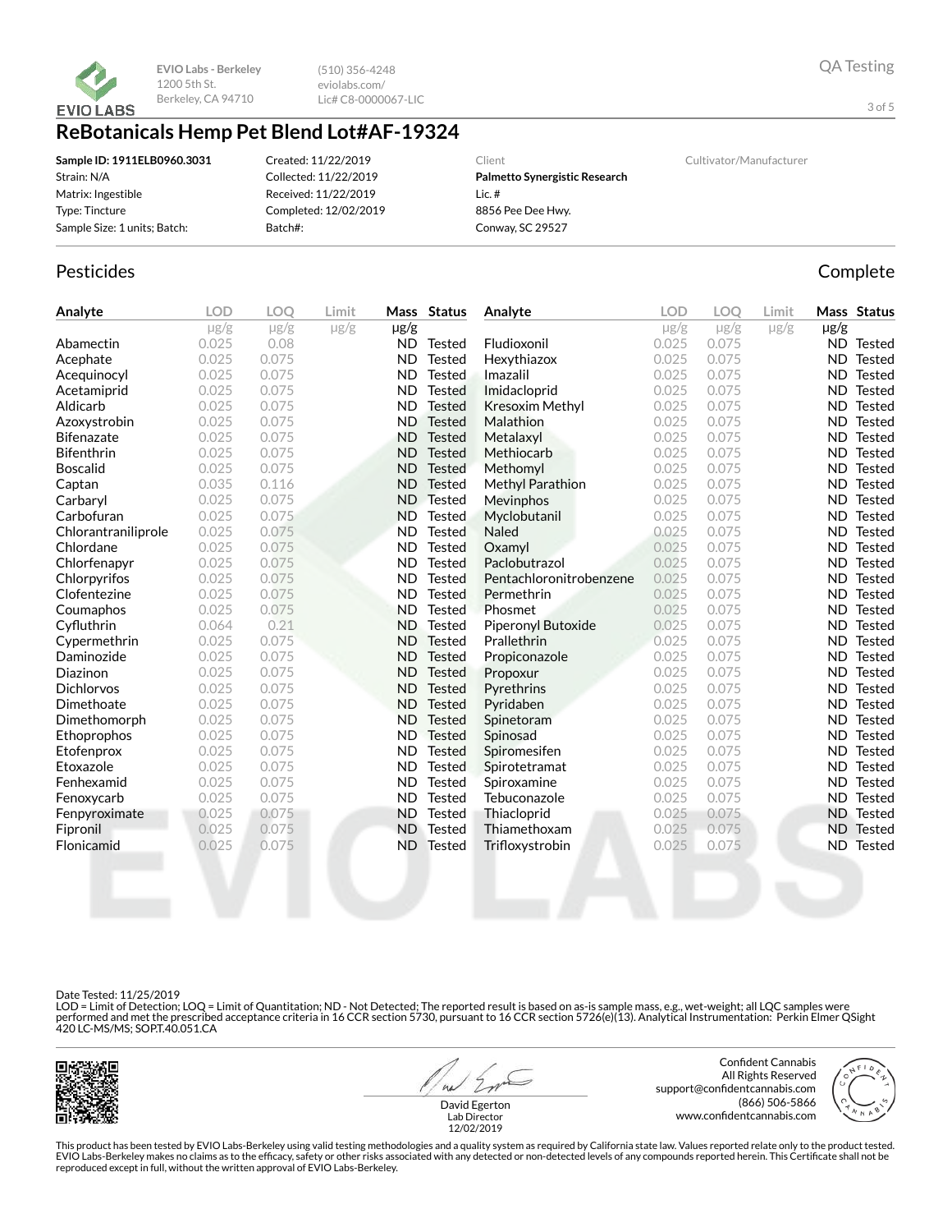EVIO Labs - Berkeley
1200 5th St.
Berkeley, CA 94710

(510) 356-4248
eviolabs.com/
Lic# C8-0000067-LIC

QA Testing

# ReBotanicals Hemp Pet Blend Lot#AF-19324

**Sample ID: 1911ELB0960.3031**
Strain: N/A
Matrix: Ingestible
Type: Tincture
Sample Size: 1 units; Batch:

Created: 11/22/2019
Collected: 11/22/2019
Received: 11/22/2019
Completed: 12/02/2019
Batch#:

Client
**Palmetto Synergistic Research**
Lic. #
8856 Pee Dee Hwy.
Conway, SC 29527

Cultivator/Manufacturer

## Pesticides

Complete

| Analyte | LOD µg/g | LOQ µg/g | Limit µg/g | Mass µg/g | Status |
|---|---|---|---|---|---|
| Abamectin | 0.025 | 0.08 | | ND | Tested |
| Acephate | 0.025 | 0.075 | | ND | Tested |
| Acequinocyl | 0.025 | 0.075 | | ND | Tested |
| Acetamiprid | 0.025 | 0.075 | | ND | Tested |
| Aldicarb | 0.025 | 0.075 | | ND | Tested |
| Azoxystrobin | 0.025 | 0.075 | | ND | Tested |
| Bifenazate | 0.025 | 0.075 | | ND | Tested |
| Bifenthrin | 0.025 | 0.075 | | ND | Tested |
| Boscalid | 0.025 | 0.075 | | ND | Tested |
| Captan | 0.035 | 0.116 | | ND | Tested |
| Carbaryl | 0.025 | 0.075 | | ND | Tested |
| Carbofuran | 0.025 | 0.075 | | ND | Tested |
| Chlorantraniliprole | 0.025 | 0.075 | | ND | Tested |
| Chlordane | 0.025 | 0.075 | | ND | Tested |
| Chlorfenapyr | 0.025 | 0.075 | | ND | Tested |
| Chlorpyrifos | 0.025 | 0.075 | | ND | Tested |
| Clofentezine | 0.025 | 0.075 | | ND | Tested |
| Coumaphos | 0.025 | 0.075 | | ND | Tested |
| Cyfluthrin | 0.064 | 0.21 | | ND | Tested |
| Cypermethrin | 0.025 | 0.075 | | ND | Tested |
| Daminozide | 0.025 | 0.075 | | ND | Tested |
| Diazinon | 0.025 | 0.075 | | ND | Tested |
| Dichlorvos | 0.025 | 0.075 | | ND | Tested |
| Dimethoate | 0.025 | 0.075 | | ND | Tested |
| Dimethomorph | 0.025 | 0.075 | | ND | Tested |
| Ethoprophos | 0.025 | 0.075 | | ND | Tested |
| Etofenprox | 0.025 | 0.075 | | ND | Tested |
| Etoxazole | 0.025 | 0.075 | | ND | Tested |
| Fenhexamid | 0.025 | 0.075 | | ND | Tested |
| Fenoxycarb | 0.025 | 0.075 | | ND | Tested |
| Fenpyroximate | 0.025 | 0.075 | | ND | Tested |
| Fipronil | 0.025 | 0.075 | | ND | Tested |
| Flonicamid | 0.025 | 0.075 | | ND | Tested |
| Fludioxonil | 0.025 | 0.075 | | ND | Tested |
| Hexythiazox | 0.025 | 0.075 | | ND | Tested |
| Imazalil | 0.025 | 0.075 | | ND | Tested |
| Imidacloprid | 0.025 | 0.075 | | ND | Tested |
| Kresoxim Methyl | 0.025 | 0.075 | | ND | Tested |
| Malathion | 0.025 | 0.075 | | ND | Tested |
| Metalaxyl | 0.025 | 0.075 | | ND | Tested |
| Methiocarb | 0.025 | 0.075 | | ND | Tested |
| Methomyl | 0.025 | 0.075 | | ND | Tested |
| Methyl Parathion | 0.025 | 0.075 | | ND | Tested |
| Mevinphos | 0.025 | 0.075 | | ND | Tested |
| Myclobutanil | 0.025 | 0.075 | | ND | Tested |
| Naled | 0.025 | 0.075 | | ND | Tested |
| Oxamyl | 0.025 | 0.075 | | ND | Tested |
| Paclobutrazol | 0.025 | 0.075 | | ND | Tested |
| Pentachloronitrobenzene | 0.025 | 0.075 | | ND | Tested |
| Permethrin | 0.025 | 0.075 | | ND | Tested |
| Phosmet | 0.025 | 0.075 | | ND | Tested |
| Piperonyl Butoxide | 0.025 | 0.075 | | ND | Tested |
| Prallethrin | 0.025 | 0.075 | | ND | Tested |
| Propiconazole | 0.025 | 0.075 | | ND | Tested |
| Propoxur | 0.025 | 0.075 | | ND | Tested |
| Pyrethrins | 0.025 | 0.075 | | ND | Tested |
| Pyridaben | 0.025 | 0.075 | | ND | Tested |
| Spinetoram | 0.025 | 0.075 | | ND | Tested |
| Spinosad | 0.025 | 0.075 | | ND | Tested |
| Spiromesifen | 0.025 | 0.075 | | ND | Tested |
| Spirotetramat | 0.025 | 0.075 | | ND | Tested |
| Spiroxamine | 0.025 | 0.075 | | ND | Tested |
| Tebuconazole | 0.025 | 0.075 | | ND | Tested |
| Thiacloprid | 0.025 | 0.075 | | ND | Tested |
| Thiamethoxam | 0.025 | 0.075 | | ND | Tested |
| Trifloxystrobin | 0.025 | 0.075 | | ND | Tested |

Date Tested: 11/25/2019
LOD = Limit of Detection; LOQ = Limit of Quantitation; ND - Not Detected; The reported result is based on as-is sample mass, e.g., wet-weight; all LQC samples were performed and met the prescribed acceptance criteria in 16 CCR section 5730, pursuant to 16 CCR section 5726(e)(13). Analytical Instrumentation: Perkin Elmer QSight 420 LC-MS/MS; SOP.T.40.051.CA

David Egerton
Lab Director
12/02/2019

Confident Cannabis
All Rights Reserved
support@confidentcannabis.com
(866) 506-5866
www.confidentcannabis.com

This product has been tested by EVIO Labs-Berkeley using valid testing methodologies and a quality system as required by California state law. Values reported relate only to the product tested. EVIO Labs-Berkeley makes no claims as to the efficacy, safety or other risks associated with any detected or non-detected levels of any compounds reported herein. This Certificate shall not be reproduced except in full, without the written approval of EVIO Labs-Berkeley.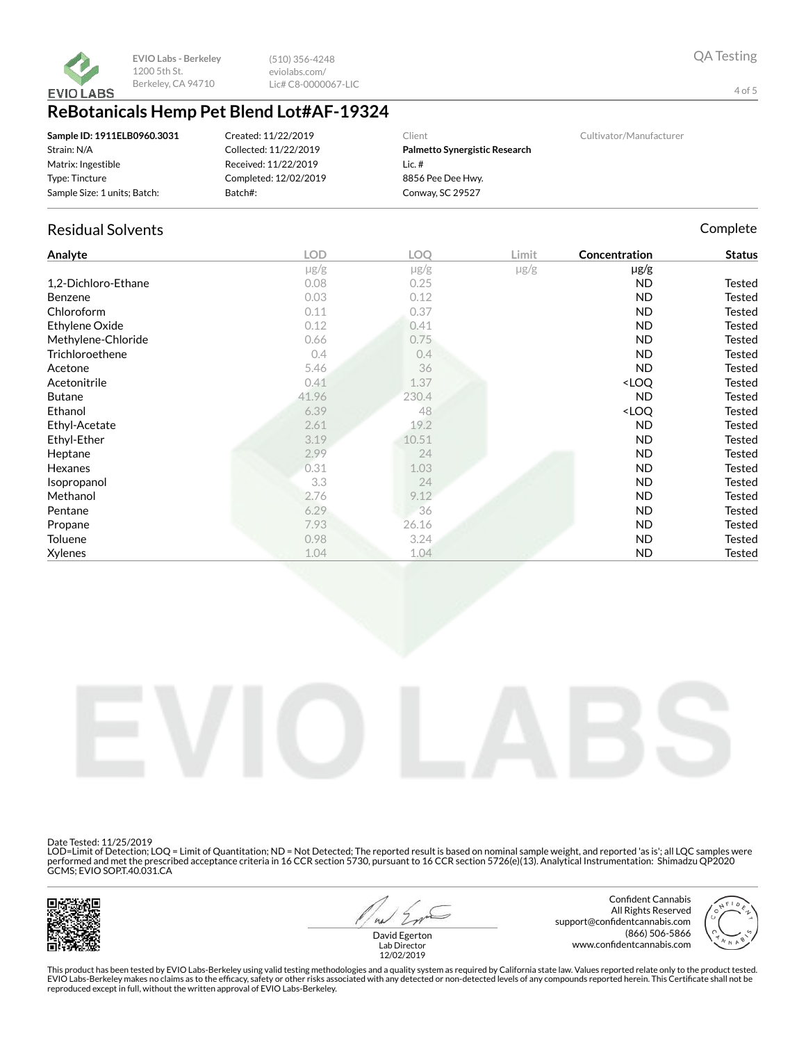EVIO LABS

**EVIO Labs - Berkeley**
1200 5th St.
Berkeley, CA 94710

(510) 356-4248
eviolabs.com/
Lic# C8-0000067-LIC

QA Testing

# ReBotanicals Hemp Pet Blend Lot#AF-19324

**Sample ID: 1911ELB0960.3031**
Strain: N/A
Matrix: Ingestible
Type: Tincture
Sample Size: 1 units; Batch:

Created: 11/22/2019
Collected: 11/22/2019
Received: 11/22/2019
Completed: 12/02/2019
Batch#:

Client
**Palmetto Synergistic Research**
Lic. #
8856 Pee Dee Hwy.
Conway, SC 29527

Cultivator/Manufacturer

## Residual Solvents

Complete

| Analyte | LOD | LOQ | Limit | Concentration | Status |
|---|---|---|---|---|---|
| | μg/g | μg/g | μg/g | μg/g | |
| 1,2-Dichloro-Ethane | 0.08 | 0.25 | | ND | Tested |
| Benzene | 0.03 | 0.12 | | ND | Tested |
| Chloroform | 0.11 | 0.37 | | ND | Tested |
| Ethylene Oxide | 0.12 | 0.41 | | ND | Tested |
| Methylene-Chloride | 0.66 | 0.75 | | ND | Tested |
| Trichloroethene | 0.4 | 0.4 | | ND | Tested |
| Acetone | 5.46 | 36 | | ND | Tested |
| Acetonitrile | 0.41 | 1.37 | | <LOQ | Tested |
| Butane | 41.96 | 230.4 | | ND | Tested |
| Ethanol | 6.39 | 48 | | <LOQ | Tested |
| Ethyl-Acetate | 2.61 | 19.2 | | ND | Tested |
| Ethyl-Ether | 3.19 | 10.51 | | ND | Tested |
| Heptane | 2.99 | 24 | | ND | Tested |
| Hexanes | 0.31 | 1.03 | | ND | Tested |
| Isopropanol | 3.3 | 24 | | ND | Tested |
| Methanol | 2.76 | 9.12 | | ND | Tested |
| Pentane | 6.29 | 36 | | ND | Tested |
| Propane | 7.93 | 26.16 | | ND | Tested |
| Toluene | 0.98 | 3.24 | | ND | Tested |
| Xylenes | 1.04 | 1.04 | | ND | Tested |

Date Tested: 11/25/2019
LOD=Limit of Detection; LOQ = Limit of Quantitation; ND = Not Detected; The reported result is based on nominal sample weight, and reported 'as is'; all LQC samples were performed and met the prescribed acceptance criteria in 16 CCR section 5730, pursuant to 16 CCR section 5726(e)(13). Analytical Instrumentation: Shimadzu QP2020 GCMS; EVIO SOP.T.40.031.CA

David Egerton
Lab Director
12/02/2019

Confident Cannabis
All Rights Reserved
support@confidentcannabis.com
(866) 506-5866
www.confidentcannabis.com

This product has been tested by EVIO Labs-Berkeley using valid testing methodologies and a quality system as required by California state law. Values reported relate only to the product tested. EVIO Labs-Berkeley makes no claims as to the efficacy, safety or other risks associated with any detected or non-detected levels of any compounds reported herein. This Certificate shall not be reproduced except in full, without the written approval of EVIO Labs-Berkeley.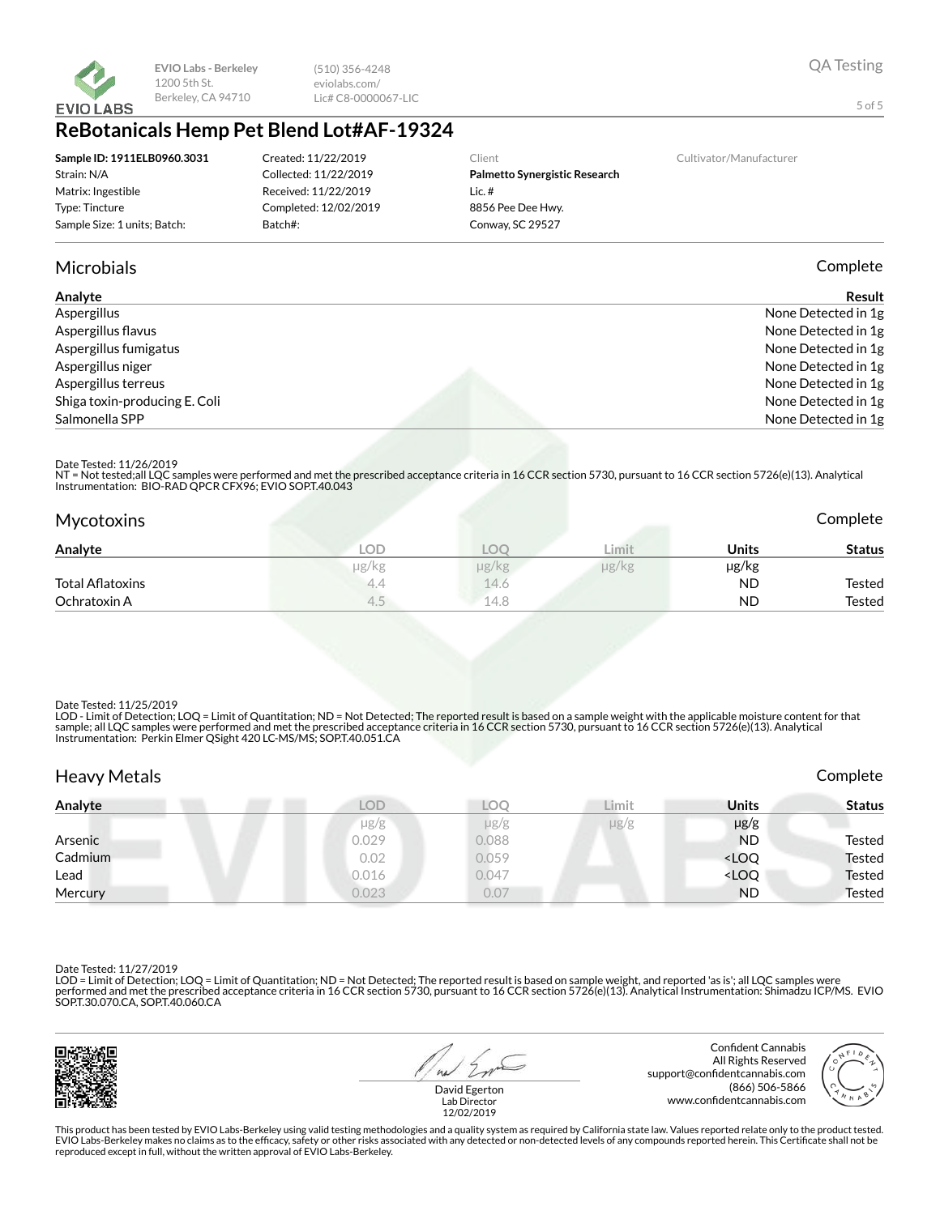EVIO LABS

**EVIO Labs - Berkeley**
1200 5th St.
Berkeley, CA 94710

(510) 356-4248
eviolabs.com/
Lic# C8-0000067-LIC

QA Testing

# ReBotanicals Hemp Pet Blend Lot#AF-19324

| | | | |
|---|---|---|---|
| **Sample ID: 1911ELB0960.3031** | Created: 11/22/2019 | Client | Cultivator/Manufacturer |
| Strain: N/A | Collected: 11/22/2019 | **Palmetto Synergistic Research** | |
| Matrix: Ingestible | Received: 11/22/2019 | Lic. # | |
| Type: Tincture | Completed: 12/02/2019 | 8856 Pee Dee Hwy. | |
| Sample Size: 1 units; Batch: | Batch#: | Conway, SC 29527 | |

## Microbials

Complete

| Analyte | Result |
|---|---|
| Aspergillus | None Detected in 1g |
| Aspergillus flavus | None Detected in 1g |
| Aspergillus fumigatus | None Detected in 1g |
| Aspergillus niger | None Detected in 1g |
| Aspergillus terreus | None Detected in 1g |
| Shiga toxin-producing E. Coli | None Detected in 1g |
| Salmonella SPP | None Detected in 1g |

Date Tested: 11/26/2019
NT = Not tested;all LQC samples were performed and met the prescribed acceptance criteria in 16 CCR section 5730, pursuant to 16 CCR section 5726(e)(13). Analytical Instrumentation: BIO-RAD QPCR CFX96; EVIO SOP.T.40.043

## Mycotoxins

Complete

| Analyte | LOD | LOQ | Limit | Units | Status |
|---|---|---|---|---|---|
| | μg/kg | μg/kg | μg/kg | μg/kg | |
| Total Aflatoxins | 4.4 | 14.6 | | ND | Tested |
| Ochratoxin A | 4.5 | 14.8 | | ND | Tested |

Date Tested: 11/25/2019
LOD - Limit of Detection; LOQ = Limit of Quantitation; ND = Not Detected; The reported result is based on a sample weight with the applicable moisture content for that sample; all LQC samples were performed and met the prescribed acceptance criteria in 16 CCR section 5730, pursuant to 16 CCR section 5726(e)(13). Analytical Instrumentation: Perkin Elmer QSight 420 LC-MS/MS; SOP.T.40.051.CA

## Heavy Metals

Complete

| Analyte | LOD | LOQ | Limit | Units | Status |
|---|---|---|---|---|---|
| | μg/g | μg/g | μg/g | μg/g | |
| Arsenic | 0.029 | 0.088 | | ND | Tested |
| Cadmium | 0.02 | 0.059 | | <LOQ | Tested |
| Lead | 0.016 | 0.047 | | <LOQ | Tested |
| Mercury | 0.023 | 0.07 | | ND | Tested |

Date Tested: 11/27/2019
LOD = Limit of Detection; LOQ = Limit of Quantitation; ND = Not Detected; The reported result is based on sample weight, and reported 'as is'; all LQC samples were performed and met the prescribed acceptance criteria in 16 CCR section 5730, pursuant to 16 CCR section 5726(e)(13). Analytical Instrumentation: Shimadzu ICP/MS. EVIO SOP.T.30.070.CA, SOP.T.40.060.CA

David Egerton
Lab Director
12/02/2019

Confident Cannabis
All Rights Reserved
support@confidentcannabis.com
(866) 506-5866
www.confidentcannabis.com

This product has been tested by EVIO Labs-Berkeley using valid testing methodologies and a quality system as required by California state law. Values reported relate only to the product tested. EVIO Labs-Berkeley makes no claims as to the efficacy, safety or other risks associated with any detected or non-detected levels of any compounds reported herein. This Certificate shall not be reproduced except in full, without the written approval of EVIO Labs-Berkeley.